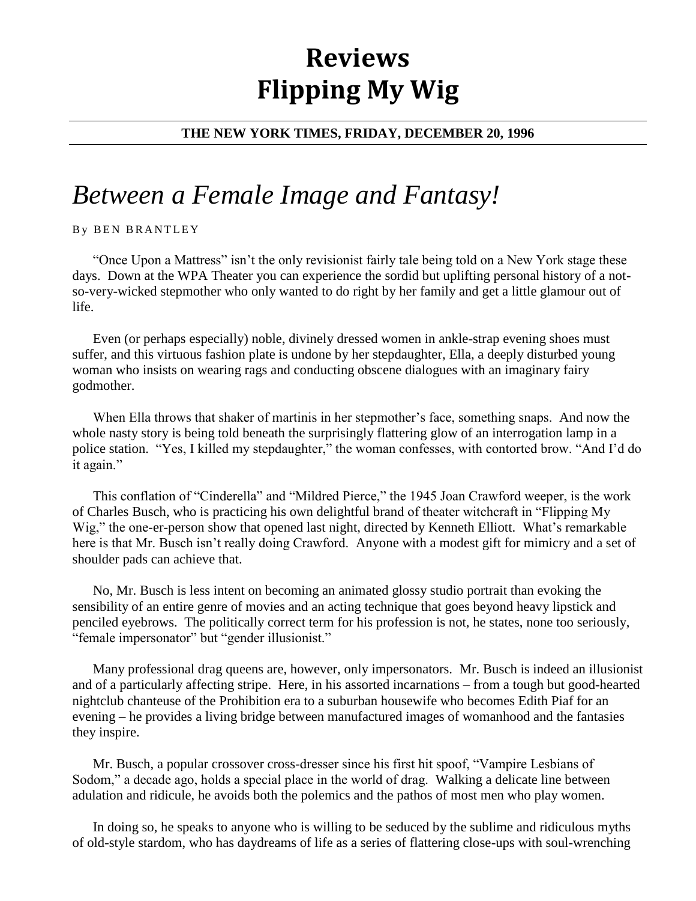# Reviews
# Flipping My Wig

**THE NEW YORK TIMES, FRIDAY, DECEMBER 20, 1996**

## *Between a Female Image and Fantasy!*

By BEN BRANTLEY

"Once Upon a Mattress" isn't the only revisionist fairly tale being told on a New York stage these days. Down at the WPA Theater you can experience the sordid but uplifting personal history of a not-so-very-wicked stepmother who only wanted to do right by her family and get a little glamour out of life.

Even (or perhaps especially) noble, divinely dressed women in ankle-strap evening shoes must suffer, and this virtuous fashion plate is undone by her stepdaughter, Ella, a deeply disturbed young woman who insists on wearing rags and conducting obscene dialogues with an imaginary fairy godmother.

When Ella throws that shaker of martinis in her stepmother's face, something snaps. And now the whole nasty story is being told beneath the surprisingly flattering glow of an interrogation lamp in a police station. "Yes, I killed my stepdaughter," the woman confesses, with contorted brow. "And I'd do it again."

This conflation of "Cinderella" and "Mildred Pierce," the 1945 Joan Crawford weeper, is the work of Charles Busch, who is practicing his own delightful brand of theater witchcraft in "Flipping My Wig," the one-er-person show that opened last night, directed by Kenneth Elliott. What's remarkable here is that Mr. Busch isn't really doing Crawford. Anyone with a modest gift for mimicry and a set of shoulder pads can achieve that.

No, Mr. Busch is less intent on becoming an animated glossy studio portrait than evoking the sensibility of an entire genre of movies and an acting technique that goes beyond heavy lipstick and penciled eyebrows. The politically correct term for his profession is not, he states, none too seriously, "female impersonator" but "gender illusionist."

Many professional drag queens are, however, only impersonators. Mr. Busch is indeed an illusionist and of a particularly affecting stripe. Here, in his assorted incarnations – from a tough but good-hearted nightclub chanteuse of the Prohibition era to a suburban housewife who becomes Edith Piaf for an evening – he provides a living bridge between manufactured images of womanhood and the fantasies they inspire.

Mr. Busch, a popular crossover cross-dresser since his first hit spoof, "Vampire Lesbians of Sodom," a decade ago, holds a special place in the world of drag. Walking a delicate line between adulation and ridicule, he avoids both the polemics and the pathos of most men who play women.

In doing so, he speaks to anyone who is willing to be seduced by the sublime and ridiculous myths of old-style stardom, who has daydreams of life as a series of flattering close-ups with soul-wrenching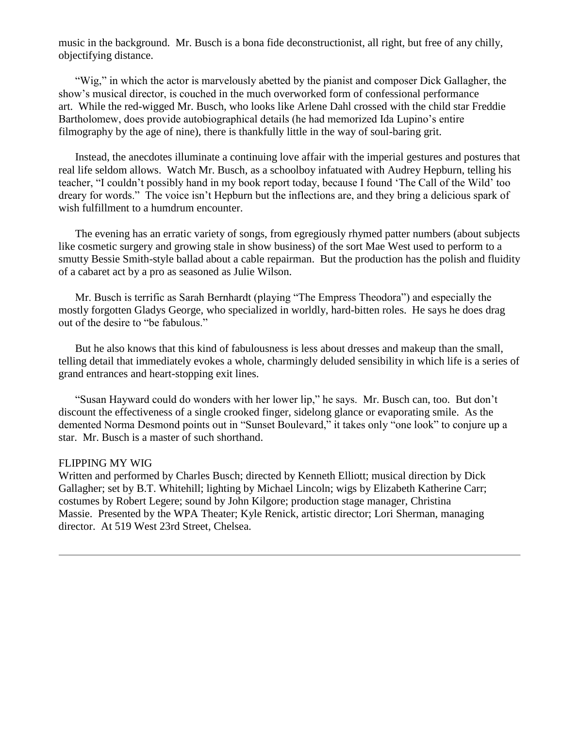music in the background. Mr. Busch is a bona fide deconstructionist, all right, but free of any chilly, objectifying distance.

"Wig," in which the actor is marvelously abetted by the pianist and composer Dick Gallagher, the show's musical director, is couched in the much overworked form of confessional performance art. While the red-wigged Mr. Busch, who looks like Arlene Dahl crossed with the child star Freddie Bartholomew, does provide autobiographical details (he had memorized Ida Lupino's entire filmography by the age of nine), there is thankfully little in the way of soul-baring grit.

Instead, the anecdotes illuminate a continuing love affair with the imperial gestures and postures that real life seldom allows. Watch Mr. Busch, as a schoolboy infatuated with Audrey Hepburn, telling his teacher, "I couldn't possibly hand in my book report today, because I found 'The Call of the Wild' too dreary for words." The voice isn't Hepburn but the inflections are, and they bring a delicious spark of wish fulfillment to a humdrum encounter.

The evening has an erratic variety of songs, from egregiously rhymed patter numbers (about subjects like cosmetic surgery and growing stale in show business) of the sort Mae West used to perform to a smutty Bessie Smith-style ballad about a cable repairman. But the production has the polish and fluidity of a cabaret act by a pro as seasoned as Julie Wilson.

Mr. Busch is terrific as Sarah Bernhardt (playing "The Empress Theodora") and especially the mostly forgotten Gladys George, who specialized in worldly, hard-bitten roles. He says he does drag out of the desire to "be fabulous."

But he also knows that this kind of fabulousness is less about dresses and makeup than the small, telling detail that immediately evokes a whole, charmingly deluded sensibility in which life is a series of grand entrances and heart-stopping exit lines.

"Susan Hayward could do wonders with her lower lip," he says. Mr. Busch can, too. But don't discount the effectiveness of a single crooked finger, sidelong glance or evaporating smile. As the demented Norma Desmond points out in "Sunset Boulevard," it takes only "one look" to conjure up a star. Mr. Busch is a master of such shorthand.

FLIPPING MY WIG

Written and performed by Charles Busch; directed by Kenneth Elliott; musical direction by Dick Gallagher; set by B.T. Whitehill; lighting by Michael Lincoln; wigs by Elizabeth Katherine Carr; costumes by Robert Legere; sound by John Kilgore; production stage manager, Christina Massie. Presented by the WPA Theater; Kyle Renick, artistic director; Lori Sherman, managing director. At 519 West 23rd Street, Chelsea.